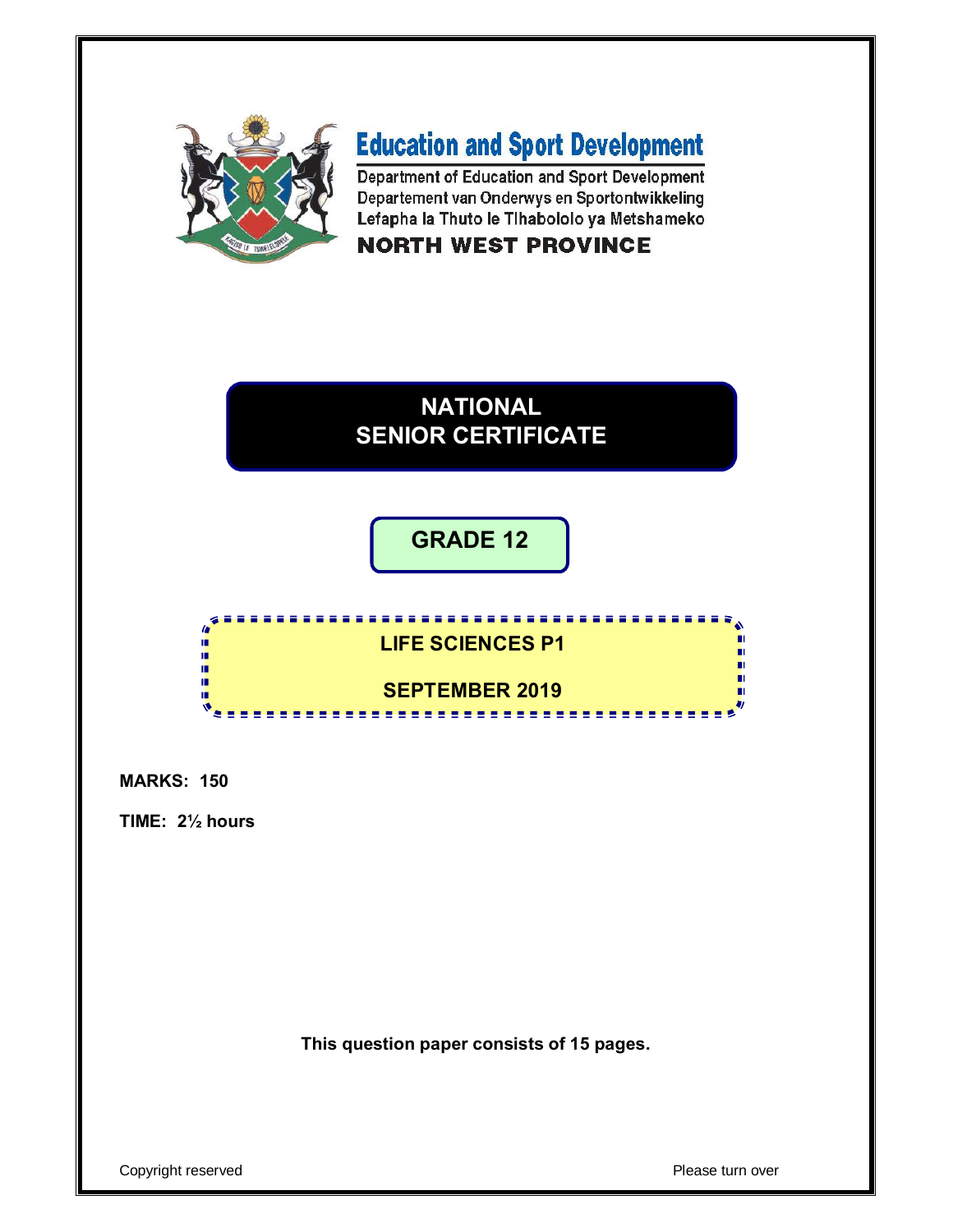# Education and Sport Development

Department of Education and Sport Development
Departement van Onderwys en Sportontwikkeling
Lefapha la Thuto le Tlhabololo ya Metshameko

**NORTH WEST PROVINCE**

# NATIONAL SENIOR CERTIFICATE

## GRADE 12

## LIFE SCIENCES P1

## SEPTEMBER 2019

**MARKS: 150**

**TIME: 2½ hours**

**This question paper consists of 15 pages.**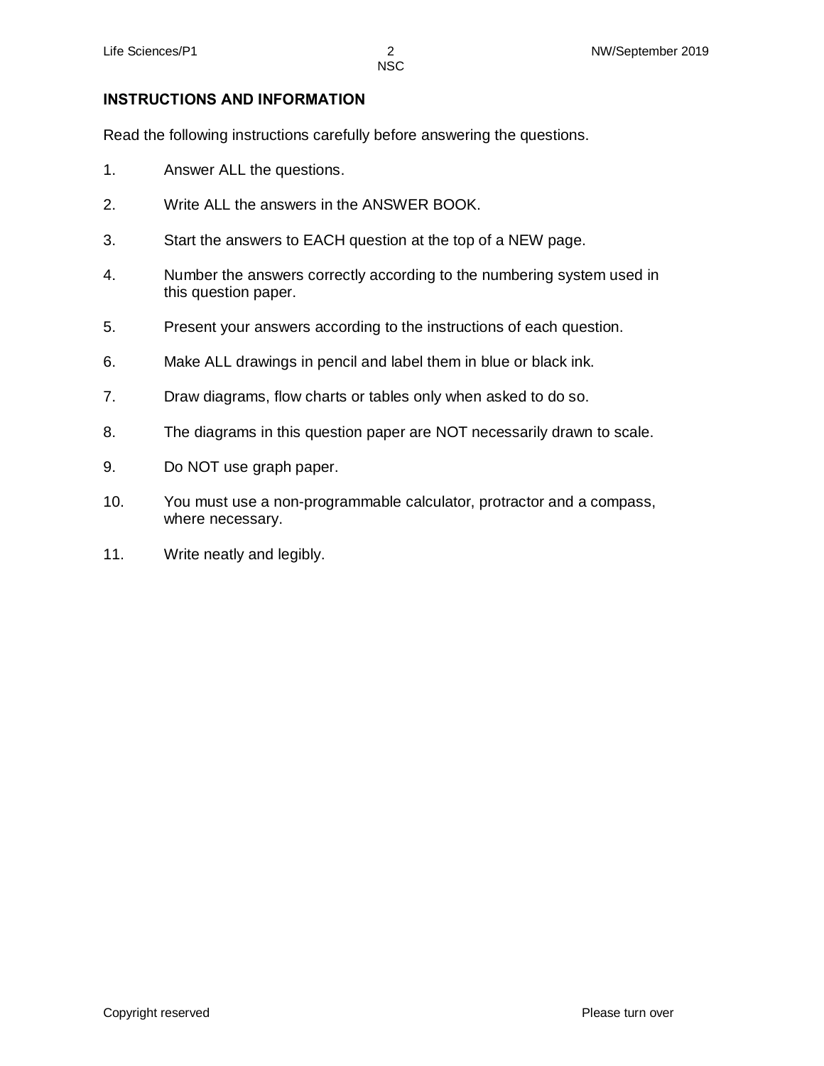## INSTRUCTIONS AND INFORMATION

Read the following instructions carefully before answering the questions.

1. Answer ALL the questions.
2. Write ALL the answers in the ANSWER BOOK.
3. Start the answers to EACH question at the top of a NEW page.
4. Number the answers correctly according to the numbering system used in this question paper.
5. Present your answers according to the instructions of each question.
6. Make ALL drawings in pencil and label them in blue or black ink.
7. Draw diagrams, flow charts or tables only when asked to do so.
8. The diagrams in this question paper are NOT necessarily drawn to scale.
9. Do NOT use graph paper.
10. You must use a non-programmable calculator, protractor and a compass, where necessary.
11. Write neatly and legibly.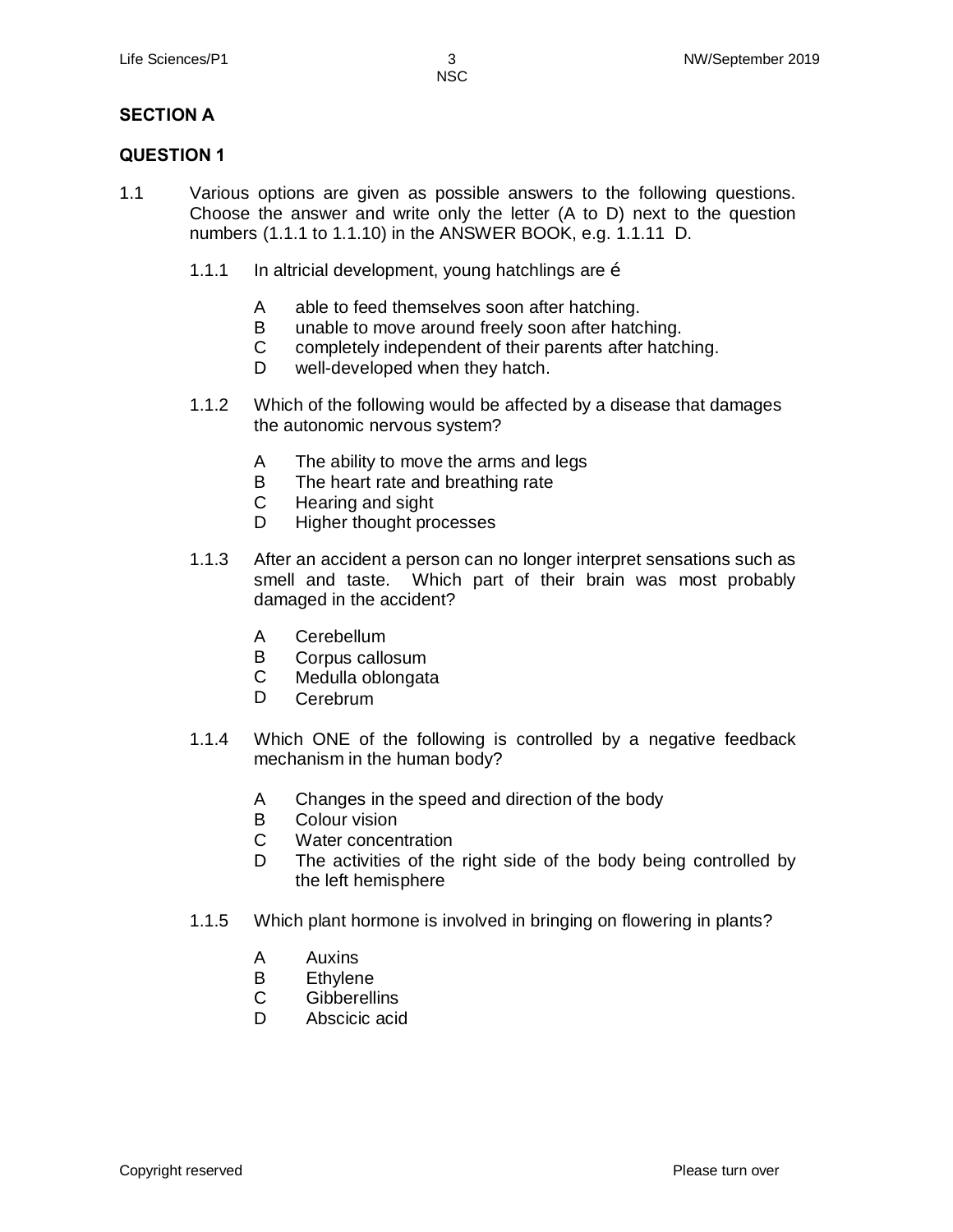## SECTION A

## QUESTION 1

1.1 Various options are given as possible answers to the following questions. Choose the answer and write only the letter (A to D) next to the question numbers (1.1.1 to 1.1.10) in the ANSWER BOOK, e.g. 1.1.11 D.

1.1.1 In altricial development, young hatchlings are é

- A able to feed themselves soon after hatching.
- B unable to move around freely soon after hatching.
- C completely independent of their parents after hatching.
- D well-developed when they hatch.

1.1.2 Which of the following would be affected by a disease that damages the autonomic nervous system?

- A The ability to move the arms and legs
- B The heart rate and breathing rate
- C Hearing and sight
- D Higher thought processes

1.1.3 After an accident a person can no longer interpret sensations such as smell and taste. Which part of their brain was most probably damaged in the accident?

- A Cerebellum
- B Corpus callosum
- C Medulla oblongata
- D Cerebrum

1.1.4 Which ONE of the following is controlled by a negative feedback mechanism in the human body?

- A Changes in the speed and direction of the body
- B Colour vision
- C Water concentration
- D The activities of the right side of the body being controlled by the left hemisphere

1.1.5 Which plant hormone is involved in bringing on flowering in plants?

- A Auxins
- B Ethylene
- C Gibberellins
- D Abscicic acid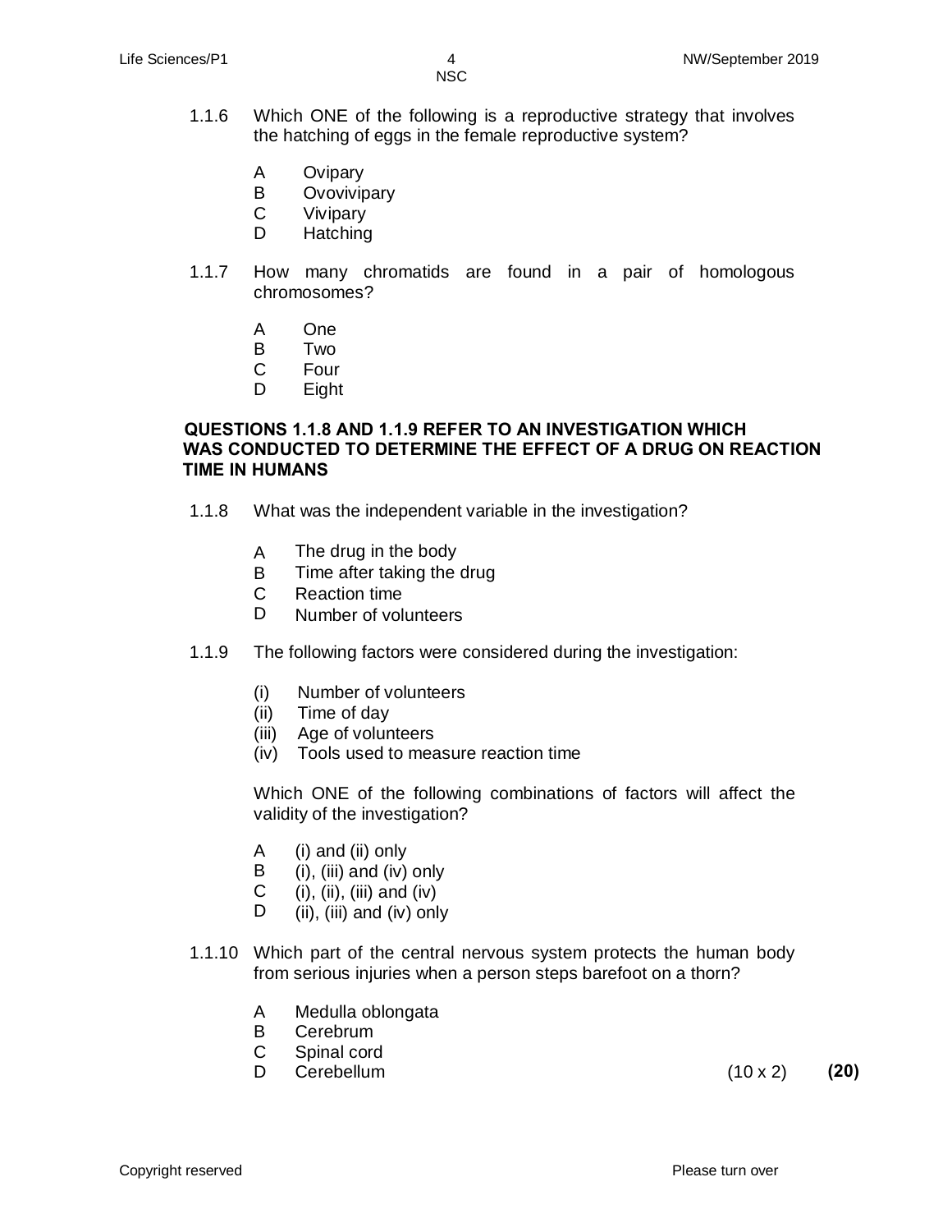1.1.6 Which ONE of the following is a reproductive strategy that involves the hatching of eggs in the female reproductive system?

   A Ovipary
   B Ovovivipary
   C Vivipary
   D Hatching

1.1.7 How many chromatids are found in a pair of homologous chromosomes?

   A One
   B Two
   C Four
   D Eight

**QUESTIONS 1.1.8 AND 1.1.9 REFER TO AN INVESTIGATION WHICH WAS CONDUCTED TO DETERMINE THE EFFECT OF A DRUG ON REACTION TIME IN HUMANS**

1.1.8 What was the independent variable in the investigation?

   A The drug in the body
   B Time after taking the drug
   C Reaction time
   D Number of volunteers

1.1.9 The following factors were considered during the investigation:

   (i) Number of volunteers
   (ii) Time of day
   (iii) Age of volunteers
   (iv) Tools used to measure reaction time

   Which ONE of the following combinations of factors will affect the validity of the investigation?

   A (i) and (ii) only
   B (i), (iii) and (iv) only
   C (i), (ii), (iii) and (iv)
   D (ii), (iii) and (iv) only

1.1.10 Which part of the central nervous system protects the human body from serious injuries when a person steps barefoot on a thorn?

   A Medulla oblongata
   B Cerebrum
   C Spinal cord
   D Cerebellum

(10 x 2) **(20)**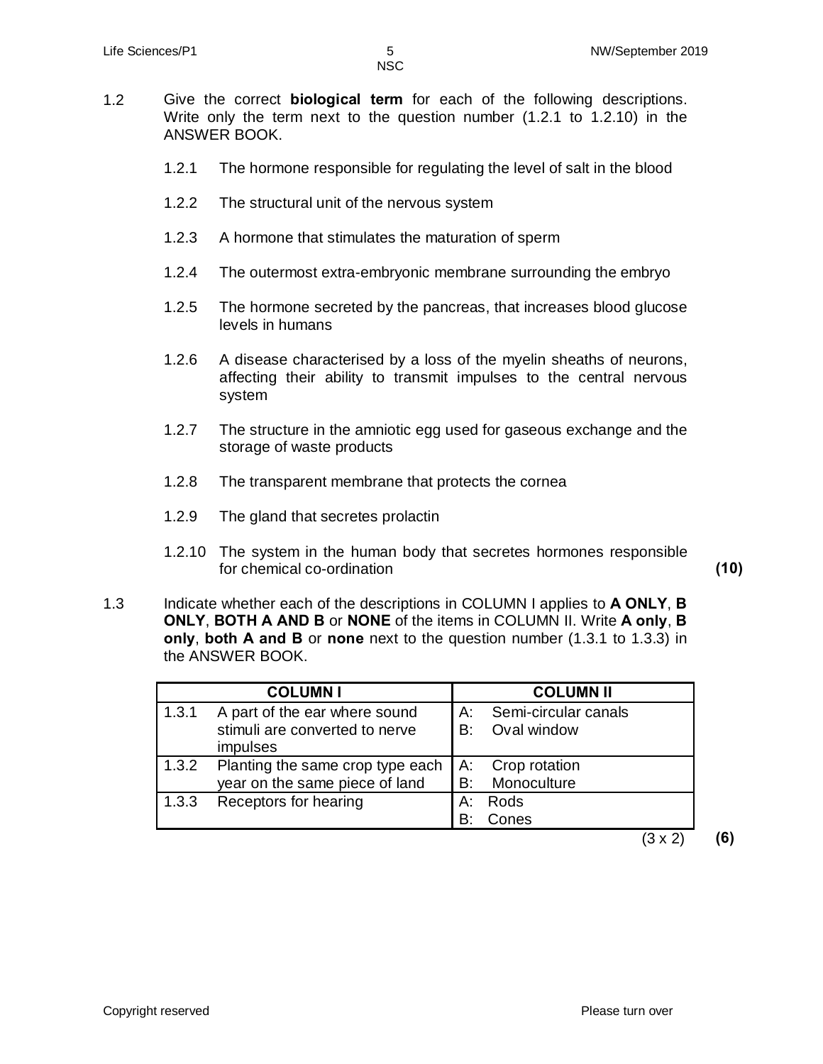1.2 Give the correct **biological term** for each of the following descriptions. Write only the term next to the question number (1.2.1 to 1.2.10) in the ANSWER BOOK.

1.2.1 The hormone responsible for regulating the level of salt in the blood

1.2.2 The structural unit of the nervous system

1.2.3 A hormone that stimulates the maturation of sperm

1.2.4 The outermost extra-embryonic membrane surrounding the embryo

1.2.5 The hormone secreted by the pancreas, that increases blood glucose levels in humans

1.2.6 A disease characterised by a loss of the myelin sheaths of neurons, affecting their ability to transmit impulses to the central nervous system

1.2.7 The structure in the amniotic egg used for gaseous exchange and the storage of waste products

1.2.8 The transparent membrane that protects the cornea

1.2.9 The gland that secretes prolactin

1.2.10 The system in the human body that secretes hormones responsible for chemical co-ordination **(10)**

1.3 Indicate whether each of the descriptions in COLUMN I applies to **A ONLY**, **B ONLY**, **BOTH A AND B** or **NONE** of the items in COLUMN II. Write **A only**, **B only**, **both A and B** or **none** next to the question number (1.3.1 to 1.3.3) in the ANSWER BOOK.

| COLUMN I | COLUMN II |
|---|---|
| 1.3.1 A part of the ear where sound stimuli are converted to nerve impulses | A: Semi-circular canals<br>B: Oval window |
| 1.3.2 Planting the same crop type each year on the same piece of land | A: Crop rotation<br>B: Monoculture |
| 1.3.3 Receptors for hearing | A: Rods<br>B: Cones |

(3 x 2) **(6)**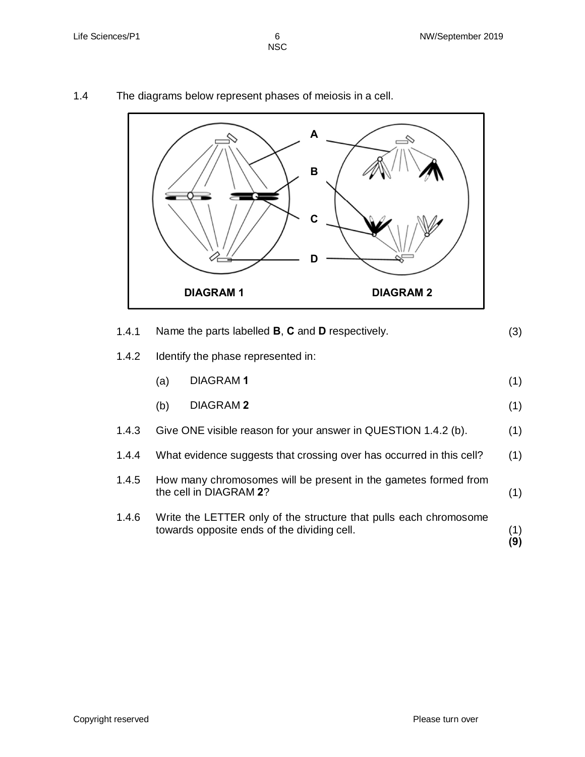1.4 The diagrams below represent phases of meiosis in a cell.

A

B

C

D

DIAGRAM 1

DIAGRAM 2

1.4.1 Name the parts labelled **B**, **C** and **D** respectively. (3)

1.4.2 Identify the phase represented in:

(a) DIAGRAM **1** (1)

(b) DIAGRAM **2** (1)

1.4.3 Give ONE visible reason for your answer in QUESTION 1.4.2 (b). (1)

1.4.4 What evidence suggests that crossing over has occurred in this cell? (1)

1.4.5 How many chromosomes will be present in the gametes formed from the cell in DIAGRAM **2**? (1)

1.4.6 Write the LETTER only of the structure that pulls each chromosome towards opposite ends of the dividing cell. (1)

**(9)**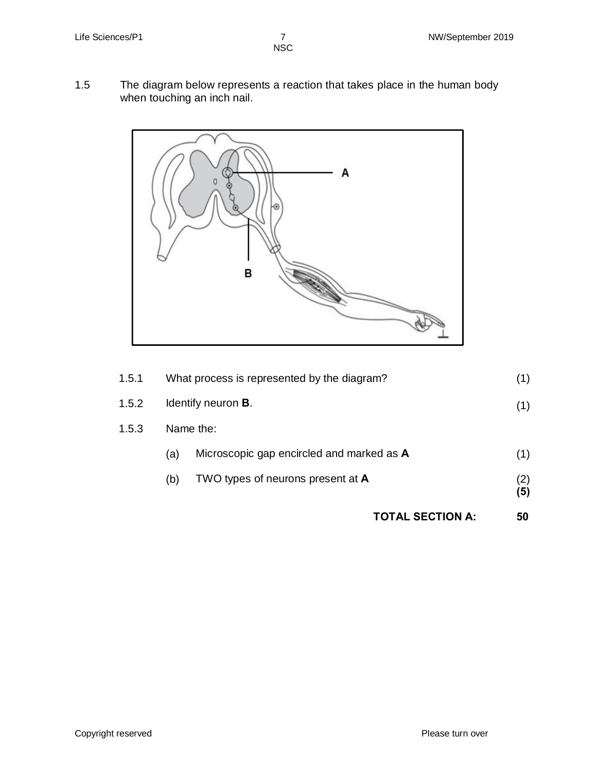1.5 The diagram below represents a reaction that takes place in the human body when touching an inch nail.

| | | |
|---|---|---|
| 1.5.1 | What process is represented by the diagram? | (1) |
| 1.5.2 | Identify neuron **B**. | (1) |
| 1.5.3 | Name the: | |
| | (a) Microscopic gap encircled and marked as **A** | (1) |
| | (b) TWO types of neurons present at **A** | (2) **(5)** |

**TOTAL SECTION A: 50**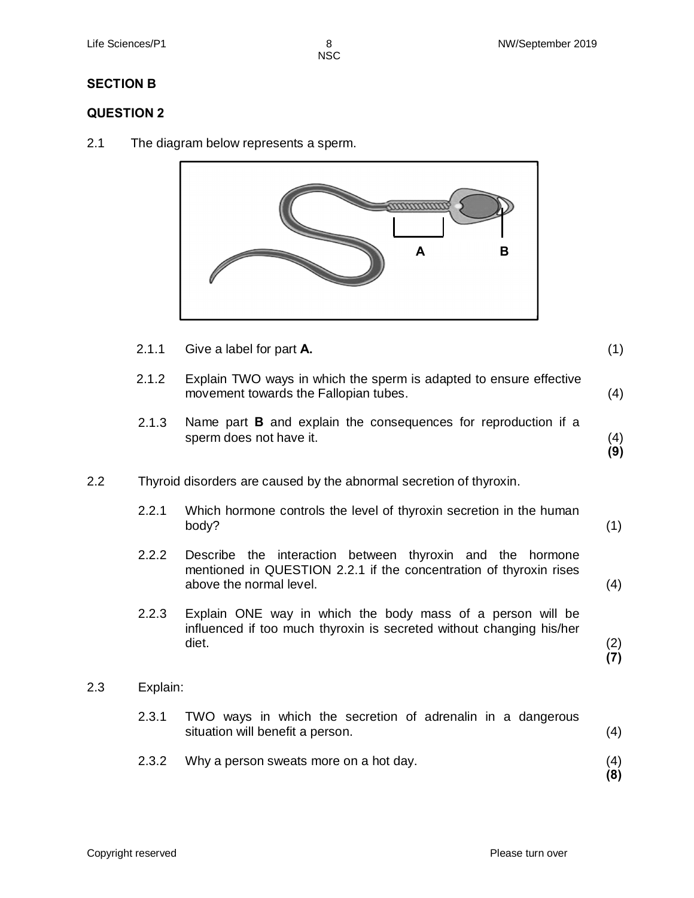## SECTION B

### QUESTION 2

2.1 The diagram below represents a sperm.

A B

2.1.1 Give a label for part **A.** (1)

2.1.2 Explain TWO ways in which the sperm is adapted to ensure effective movement towards the Fallopian tubes. (4)

2.1.3 Name part **B** and explain the consequences for reproduction if a sperm does not have it. (4) **(9)**

2.2 Thyroid disorders are caused by the abnormal secretion of thyroxin.

2.2.1 Which hormone controls the level of thyroxin secretion in the human body? (1)

2.2.2 Describe the interaction between thyroxin and the hormone mentioned in QUESTION 2.2.1 if the concentration of thyroxin rises above the normal level. (4)

2.2.3 Explain ONE way in which the body mass of a person will be influenced if too much thyroxin is secreted without changing his/her diet. (2) **(7)**

2.3 Explain:

2.3.1 TWO ways in which the secretion of adrenalin in a dangerous situation will benefit a person. (4)

2.3.2 Why a person sweats more on a hot day. (4) **(8)**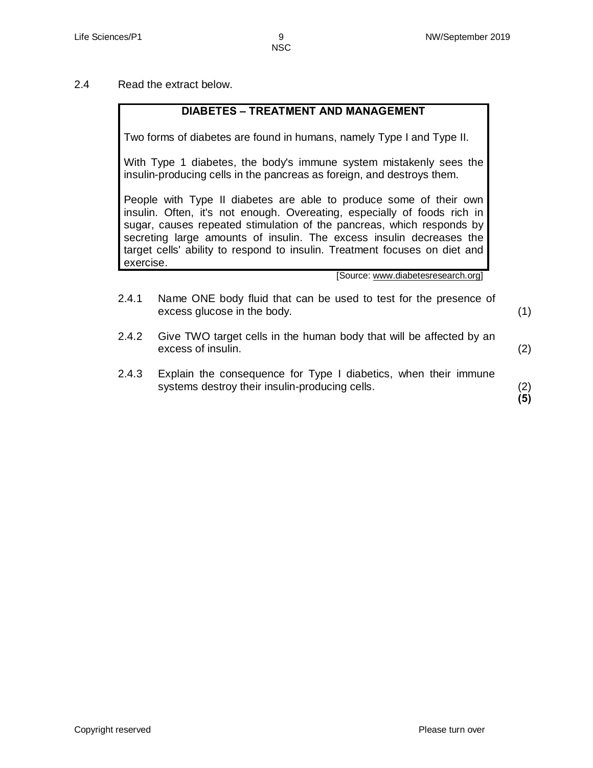2.4 Read the extract below.

> **DIABETES – TREATMENT AND MANAGEMENT**
>
> Two forms of diabetes are found in humans, namely Type I and Type II.
>
> With Type 1 diabetes, the body's immune system mistakenly sees the insulin-producing cells in the pancreas as foreign, and destroys them.
>
> People with Type II diabetes are able to produce some of their own insulin. Often, it's not enough. Overeating, especially of foods rich in sugar, causes repeated stimulation of the pancreas, which responds by secreting large amounts of insulin. The excess insulin decreases the target cells' ability to respond to insulin. Treatment focuses on diet and exercise.

[Source: www.diabetesresearch.org]

2.4.1 Name ONE body fluid that can be used to test for the presence of excess glucose in the body. (1)

2.4.2 Give TWO target cells in the human body that will be affected by an excess of insulin. (2)

2.4.3 Explain the consequence for Type I diabetics, when their immune systems destroy their insulin-producing cells. (2)

**(5)**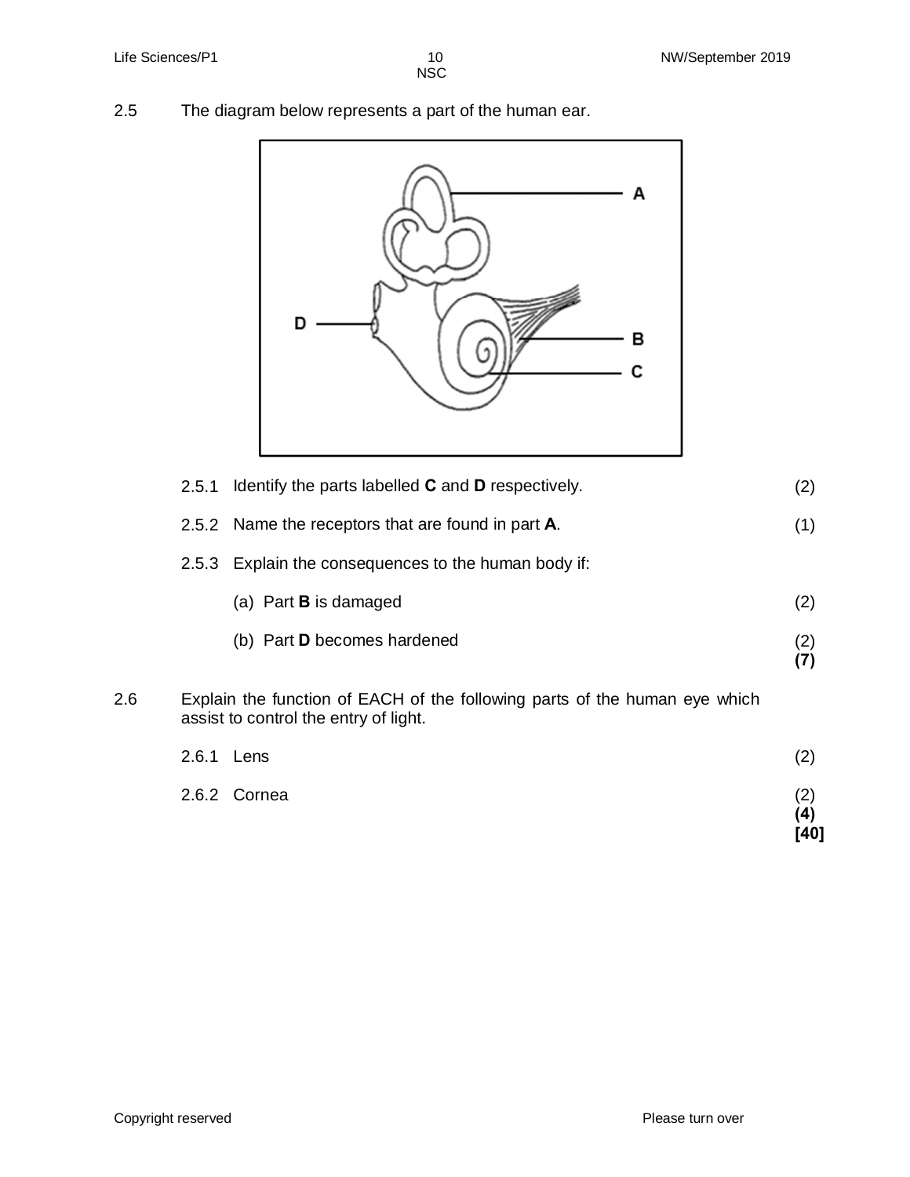2.5 The diagram below represents a part of the human ear.

2.5.1 Identify the parts labelled **C** and **D** respectively. (2)

2.5.2 Name the receptors that are found in part **A**. (1)

2.5.3 Explain the consequences to the human body if:

(a) Part **B** is damaged (2)

(b) Part **D** becomes hardened (2)
**(7)**

2.6 Explain the function of EACH of the following parts of the human eye which assist to control the entry of light.

2.6.1 Lens (2)

2.6.2 Cornea (2)
**(4)**
**[40]**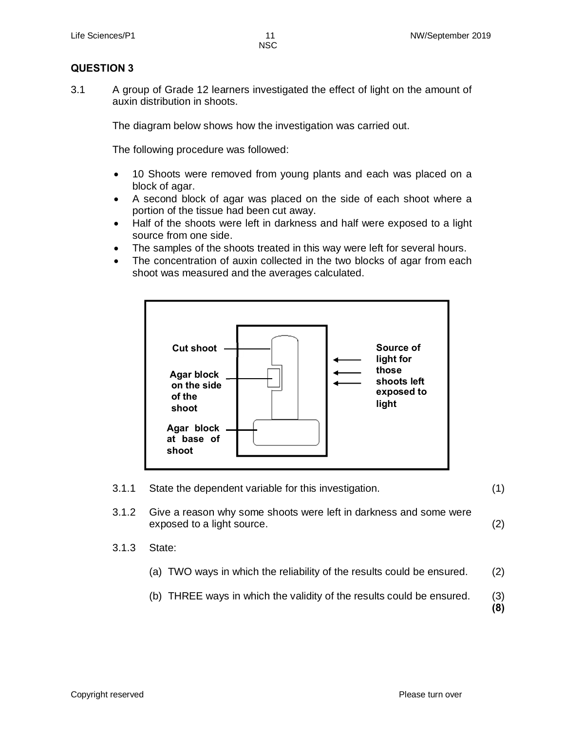## QUESTION 3

3.1 A group of Grade 12 learners investigated the effect of light on the amount of auxin distribution in shoots.

The diagram below shows how the investigation was carried out.

The following procedure was followed:

- 10 Shoots were removed from young plants and each was placed on a block of agar.
- A second block of agar was placed on the side of each shoot where a portion of the tissue had been cut away.
- Half of the shoots were left in darkness and half were exposed to a light source from one side.
- The samples of the shoots treated in this way were left for several hours.
- The concentration of auxin collected in the two blocks of agar from each shoot was measured and the averages calculated.

Cut shoot

Agar block on the side of the shoot

Agar block at base of shoot

Source of light for those shoots left exposed to light

3.1.1 State the dependent variable for this investigation. (1)

3.1.2 Give a reason why some shoots were left in darkness and some were exposed to a light source. (2)

3.1.3 State:

(a) TWO ways in which the reliability of the results could be ensured. (2)

(b) THREE ways in which the validity of the results could be ensured. (3)

**(8)**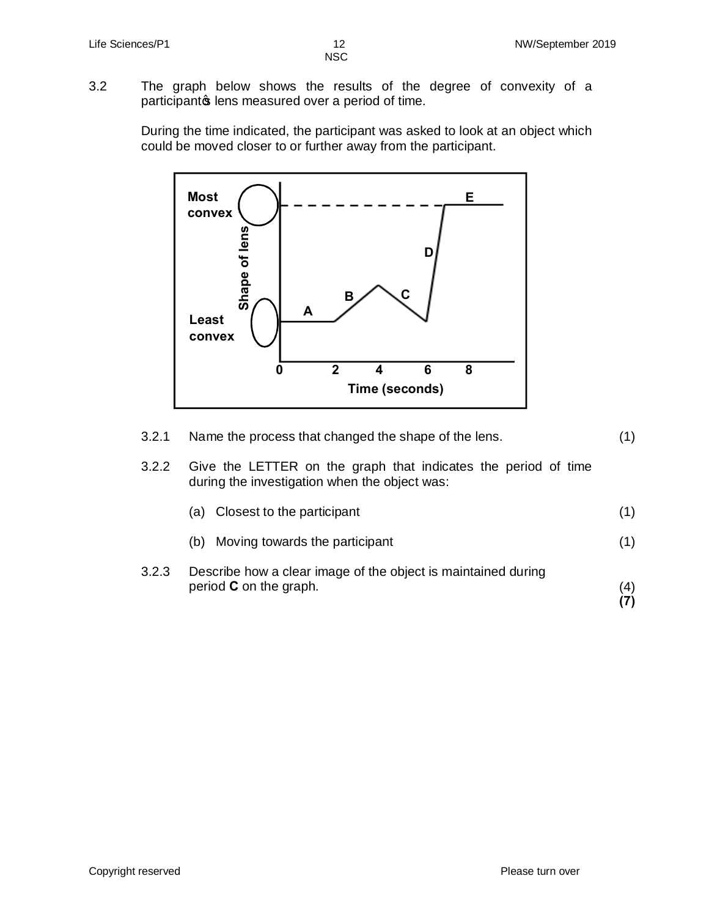3.2 The graph below shows the results of the degree of convexity of a participant's lens measured over a period of time.

During the time indicated, the participant was asked to look at an object which could be moved closer to or further away from the participant.

3.2.1 Name the process that changed the shape of the lens. (1)

3.2.2 Give the LETTER on the graph that indicates the period of time during the investigation when the object was:

(a) Closest to the participant (1)

(b) Moving towards the participant (1)

3.2.3 Describe how a clear image of the object is maintained during period **C** on the graph. (4)

**(7)**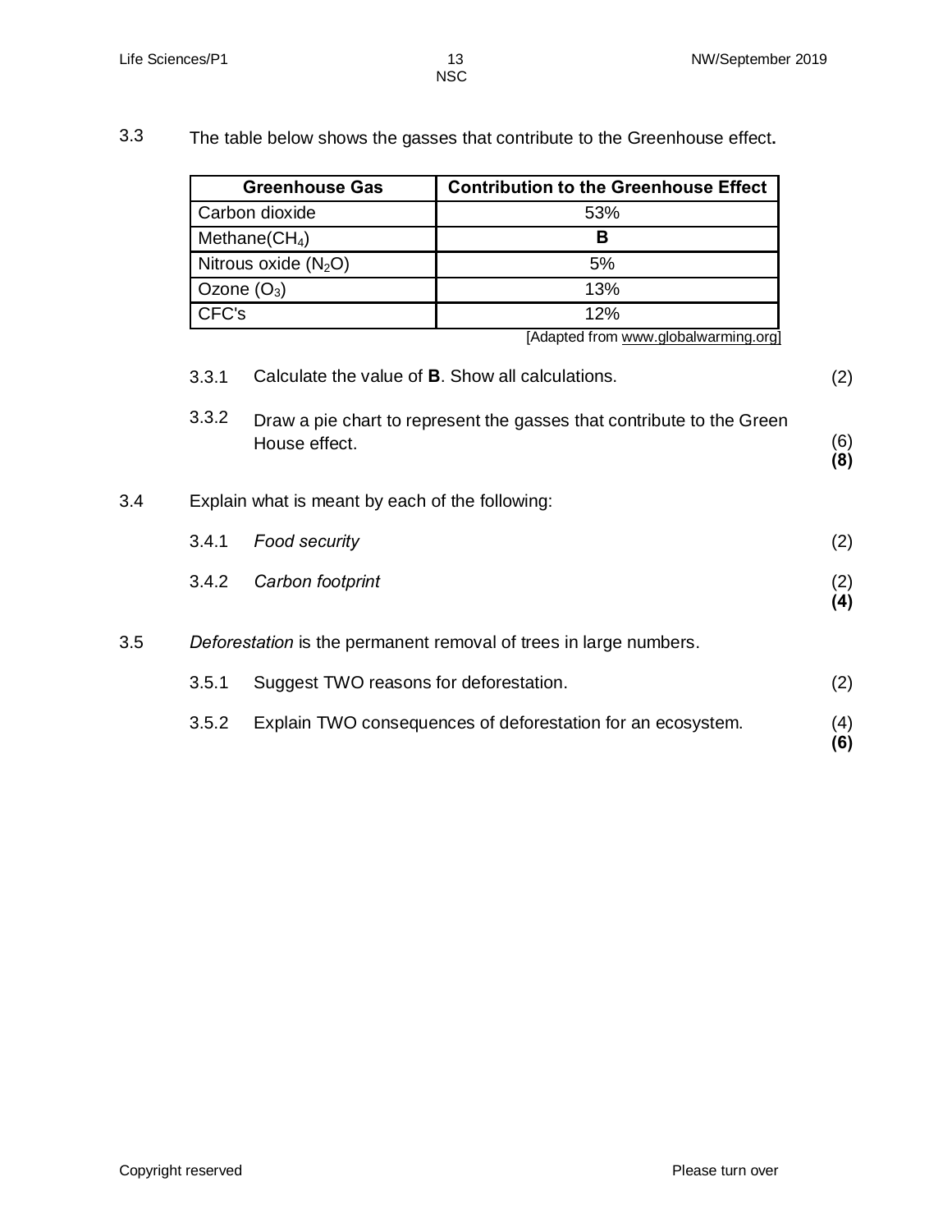3.3 The table below shows the gasses that contribute to the Greenhouse effect**.**

| Greenhouse Gas | Contribution to the Greenhouse Effect |
| --- | --- |
| Carbon dioxide | 53% |
| Methane($CH_4$) | **B** |
| Nitrous oxide ($N_2O$) | 5% |
| Ozone ($O_3$) | 13% |
| CFC's | 12% |

[Adapted from www.globalwarming.org]

3.3.1 Calculate the value of **B**. Show all calculations. (2)

3.3.2 Draw a pie chart to represent the gasses that contribute to the Green House effect. (6)
**(8)**

3.4 Explain what is meant by each of the following:

3.4.1 *Food security* (2)

3.4.2 *Carbon footprint* (2)
**(4)**

3.5 *Deforestation* is the permanent removal of trees in large numbers.

3.5.1 Suggest TWO reasons for deforestation. (2)

3.5.2 Explain TWO consequences of deforestation for an ecosystem. (4)
**(6)**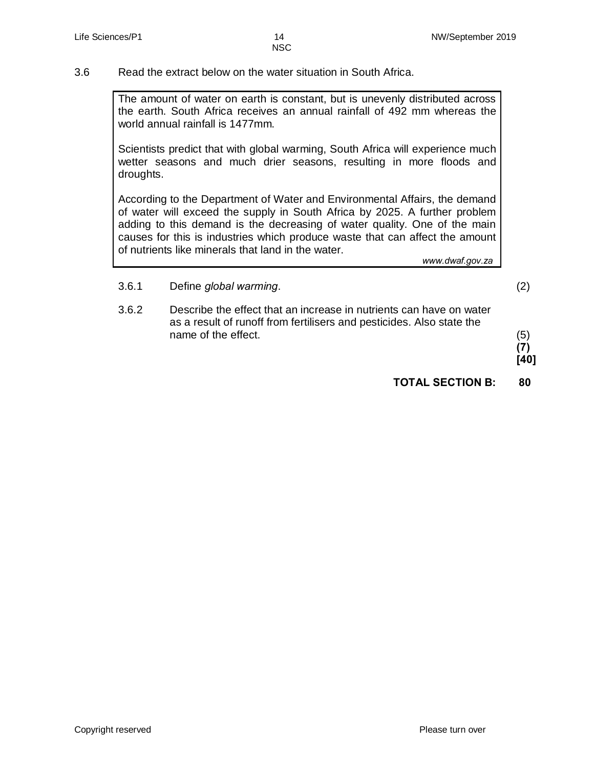3.6 Read the extract below on the water situation in South Africa.

> The amount of water on earth is constant, but is unevenly distributed across the earth. South Africa receives an annual rainfall of 492 mm whereas the world annual rainfall is 1477mm.
>
> Scientists predict that with global warming, South Africa will experience much wetter seasons and much drier seasons, resulting in more floods and droughts.
>
> According to the Department of Water and Environmental Affairs, the demand of water will exceed the supply in South Africa by 2025. A further problem adding to this demand is the decreasing of water quality. One of the main causes for this is industries which produce waste that can affect the amount of nutrients like minerals that land in the water.
>
> *www.dwaf.gov.za*

3.6.1 Define *global warming*. (2)

3.6.2 Describe the effect that an increase in nutrients can have on water as a result of runoff from fertilisers and pesticides. Also state the name of the effect. (5)

**(7)**

**[40]**

**TOTAL SECTION B: 80**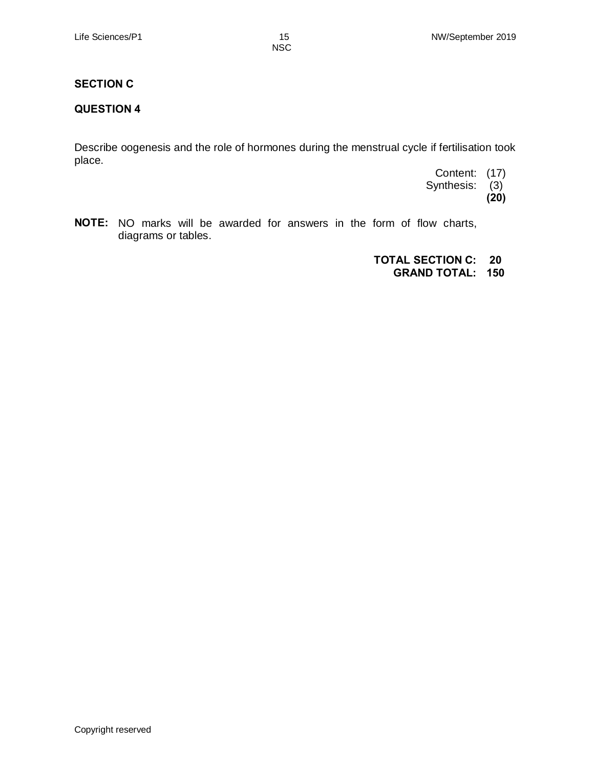## SECTION C

### QUESTION 4

Describe oogenesis and the role of hormones during the menstrual cycle if fertilisation took place.

Content: (17)
Synthesis: (3)
**(20)**

**NOTE:** NO marks will be awarded for answers in the form of flow charts, diagrams or tables.

**TOTAL SECTION C: 20**
**GRAND TOTAL: 150**

Copyright reserved